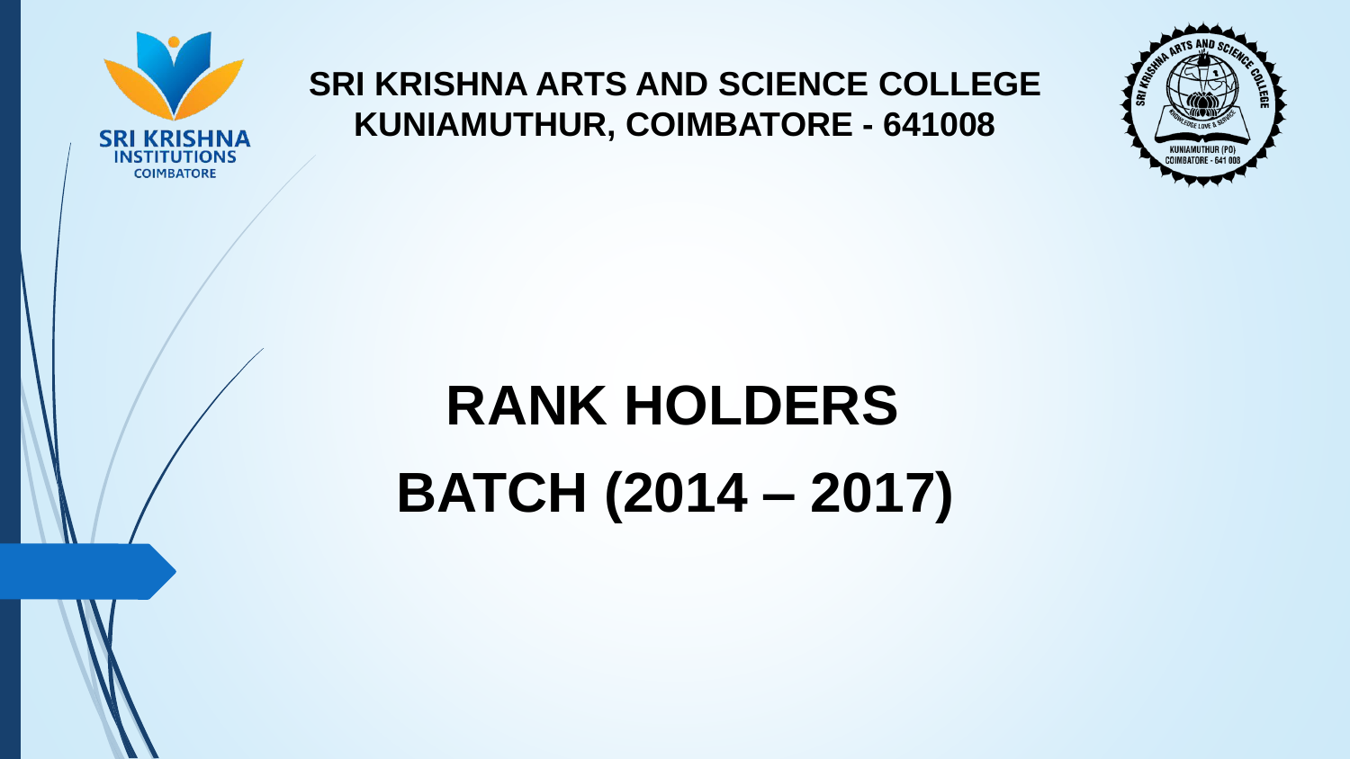**SRI KRISHNA ARTS AND SCIENCE COLLEGE**
**KUNIAMUTHUR, COIMBATORE - 641008**

# RANK HOLDERS

# BATCH (2014 – 2017)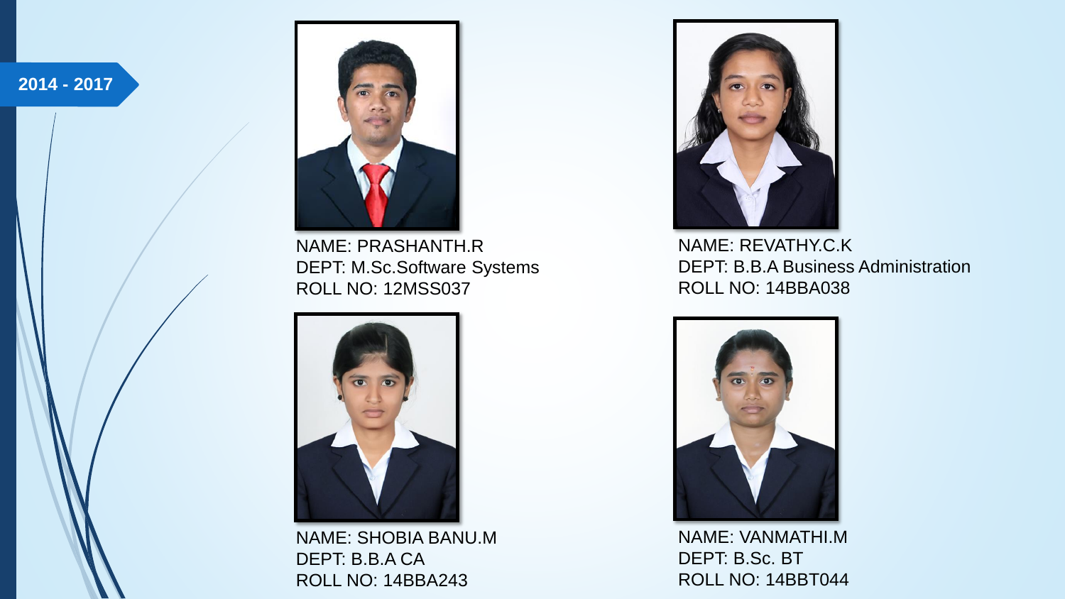**2014 - 2017**

NAME: PRASHANTH.R
DEPT: M.Sc.Software Systems
ROLL NO: 12MSS037

NAME: REVATHY.C.K
DEPT: B.B.A Business Administration
ROLL NO: 14BBA038

NAME: SHOBIA BANU.M
DEPT: B.B.A CA
ROLL NO: 14BBA243

NAME: VANMATHI.M
DEPT: B.Sc. BT
ROLL NO: 14BBT044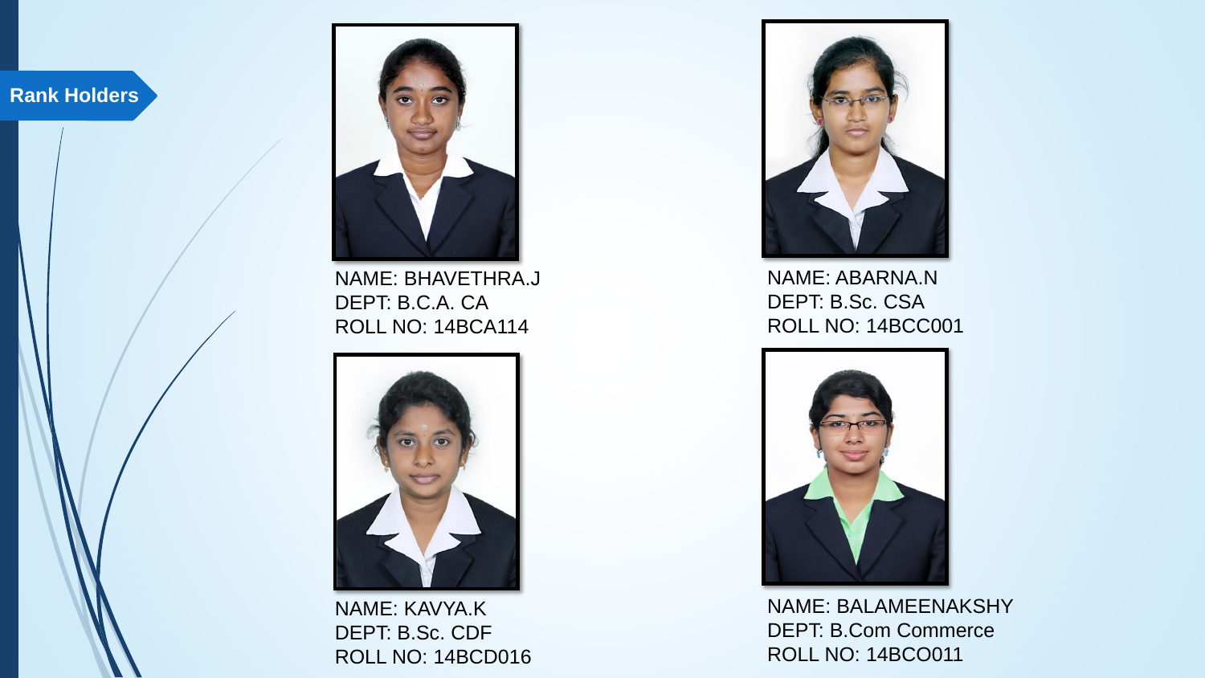## Rank Holders

NAME: BHAVETHRA.J
DEPT: B.C.A. CA
ROLL NO: 14BCA114

NAME: ABARNA.N
DEPT: B.Sc. CSA
ROLL NO: 14BCC001

NAME: KAVYA.K
DEPT: B.Sc. CDF
ROLL NO: 14BCD016

NAME: BALAMEENAKSHY
DEPT: B.Com Commerce
ROLL NO: 14BCO011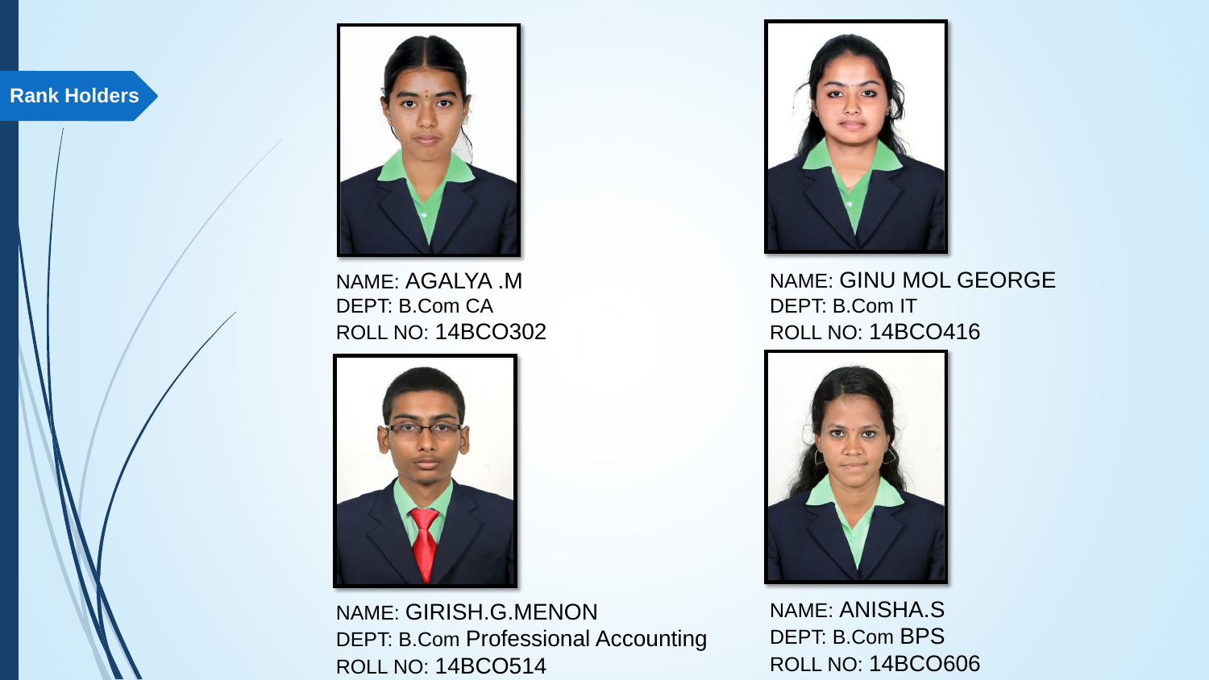## Rank Holders

NAME: AGALYA .M
DEPT: B.Com CA
ROLL NO: 14BCO302

NAME: GINU MOL GEORGE
DEPT: B.Com IT
ROLL NO: 14BCO416

NAME: GIRISH.G.MENON
DEPT: B.Com Professional Accounting
ROLL NO: 14BCO514

NAME: ANISHA.S
DEPT: B.Com BPS
ROLL NO: 14BCO606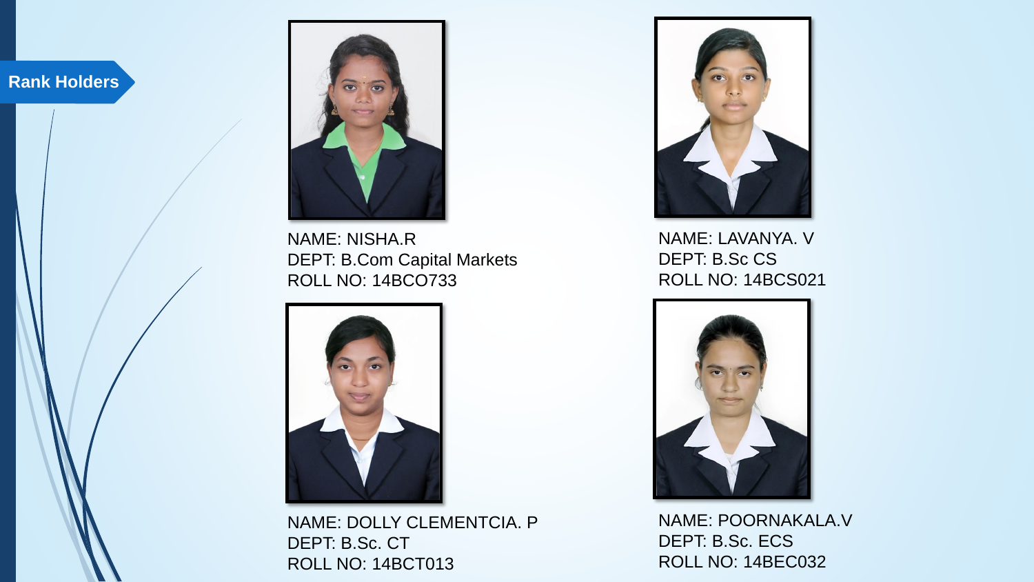## Rank Holders

NAME: NISHA.R
DEPT: B.Com Capital Markets
ROLL NO: 14BCO733

NAME: LAVANYA. V
DEPT: B.Sc CS
ROLL NO: 14BCS021

NAME: DOLLY CLEMENTCIA. P
DEPT: B.Sc. CT
ROLL NO: 14BCT013

NAME: POORNAKALA.V
DEPT: B.Sc. ECS
ROLL NO: 14BEC032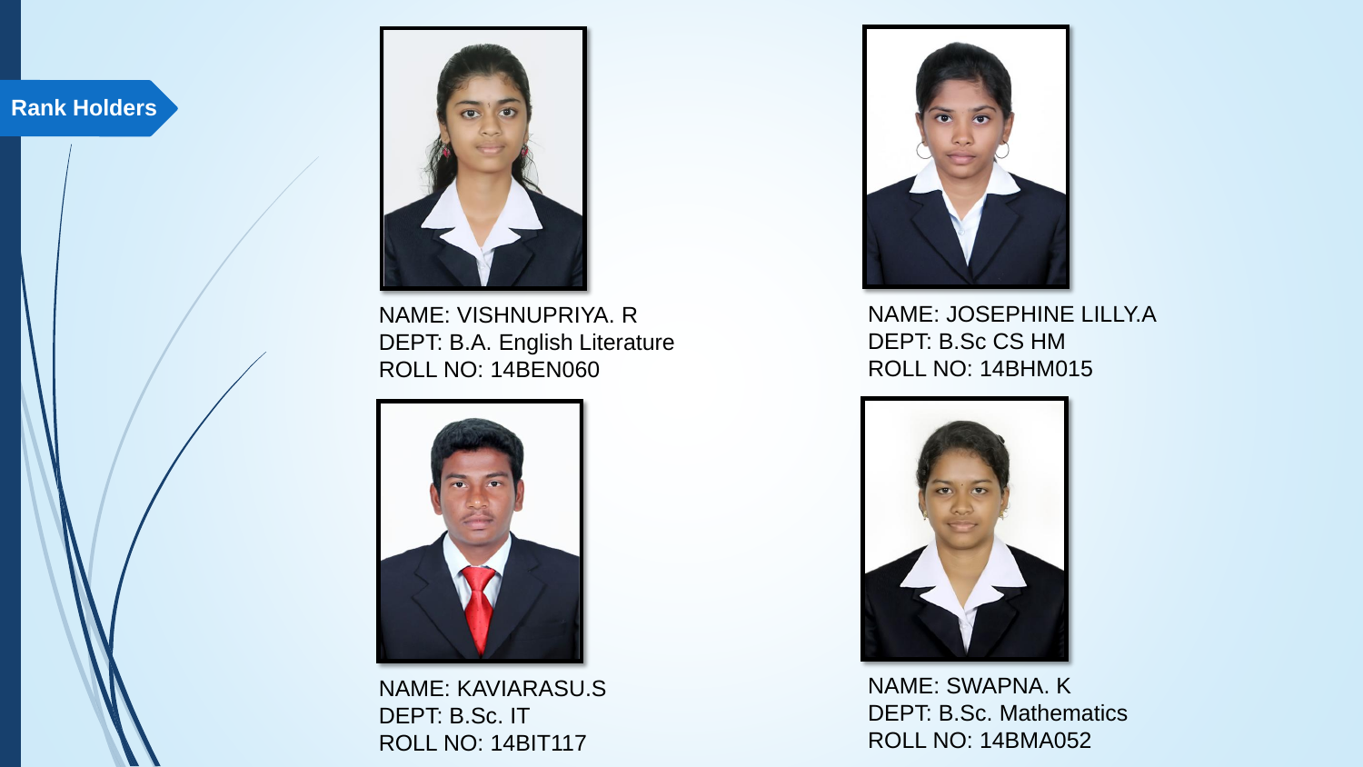## Rank Holders

NAME: VISHNUPRIYA. R
DEPT: B.A. English Literature
ROLL NO: 14BEN060

NAME: JOSEPHINE LILLY.A
DEPT: B.Sc CS HM
ROLL NO: 14BHM015

NAME: KAVIARASU.S
DEPT: B.Sc. IT
ROLL NO: 14BIT117

NAME: SWAPNA. K
DEPT: B.Sc. Mathematics
ROLL NO: 14BMA052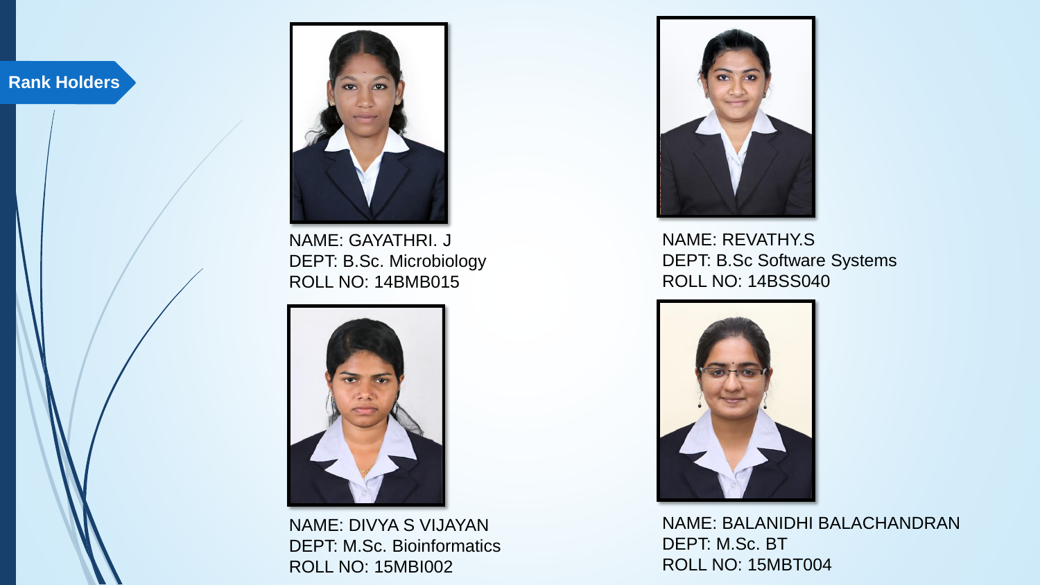## Rank Holders

NAME: GAYATHRI. J
DEPT: B.Sc. Microbiology
ROLL NO: 14BMB015

NAME: REVATHY.S
DEPT: B.Sc Software Systems
ROLL NO: 14BSS040

NAME: DIVYA S VIJAYAN
DEPT: M.Sc. Bioinformatics
ROLL NO: 15MBI002

NAME: BALANIDHI BALACHANDRAN
DEPT: M.Sc. BT
ROLL NO: 15MBT004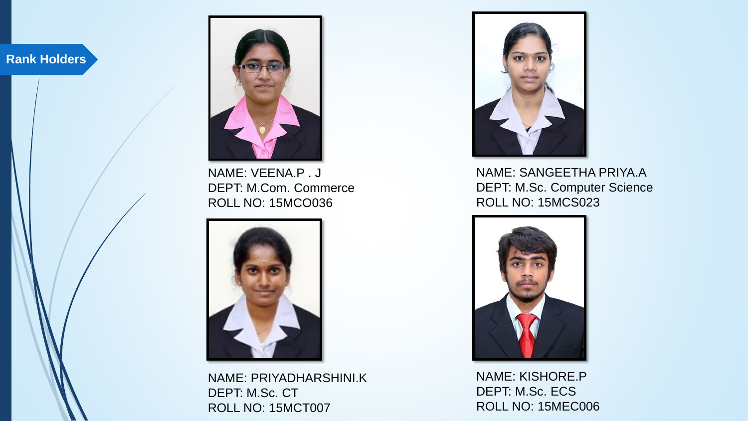## Rank Holders

NAME: VEENA.P . J
DEPT: M.Com. Commerce
ROLL NO: 15MCO036

NAME: SANGEETHA PRIYA.A
DEPT: M.Sc. Computer Science
ROLL NO: 15MCS023

NAME: PRIYADHARSHINI.K
DEPT: M.Sc. CT
ROLL NO: 15MCT007

NAME: KISHORE.P
DEPT: M.Sc. ECS
ROLL NO: 15MEC006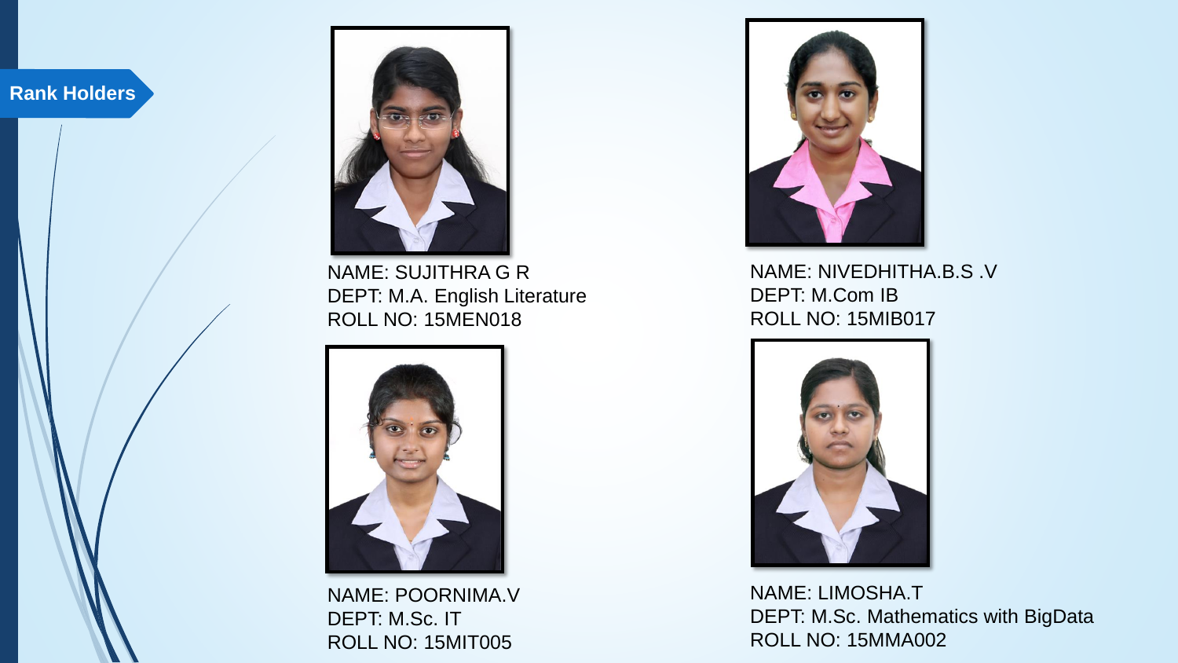## Rank Holders

NAME: SUJITHRA G R
DEPT: M.A. English Literature
ROLL NO: 15MEN018

NAME: NIVEDHITHA.B.S .V
DEPT: M.Com IB
ROLL NO: 15MIB017

NAME: POORNIMA.V
DEPT: M.Sc. IT
ROLL NO: 15MIT005

NAME: LIMOSHA.T
DEPT: M.Sc. Mathematics with BigData
ROLL NO: 15MMA002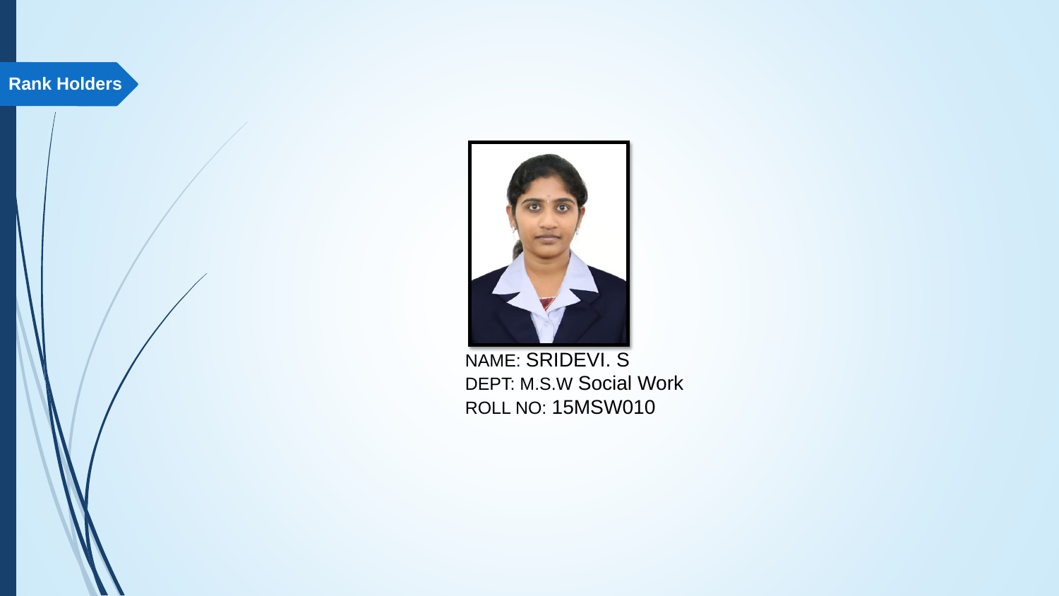## Rank Holders

NAME: SRIDEVI. S
DEPT: M.S.W Social Work
ROLL NO: 15MSW010